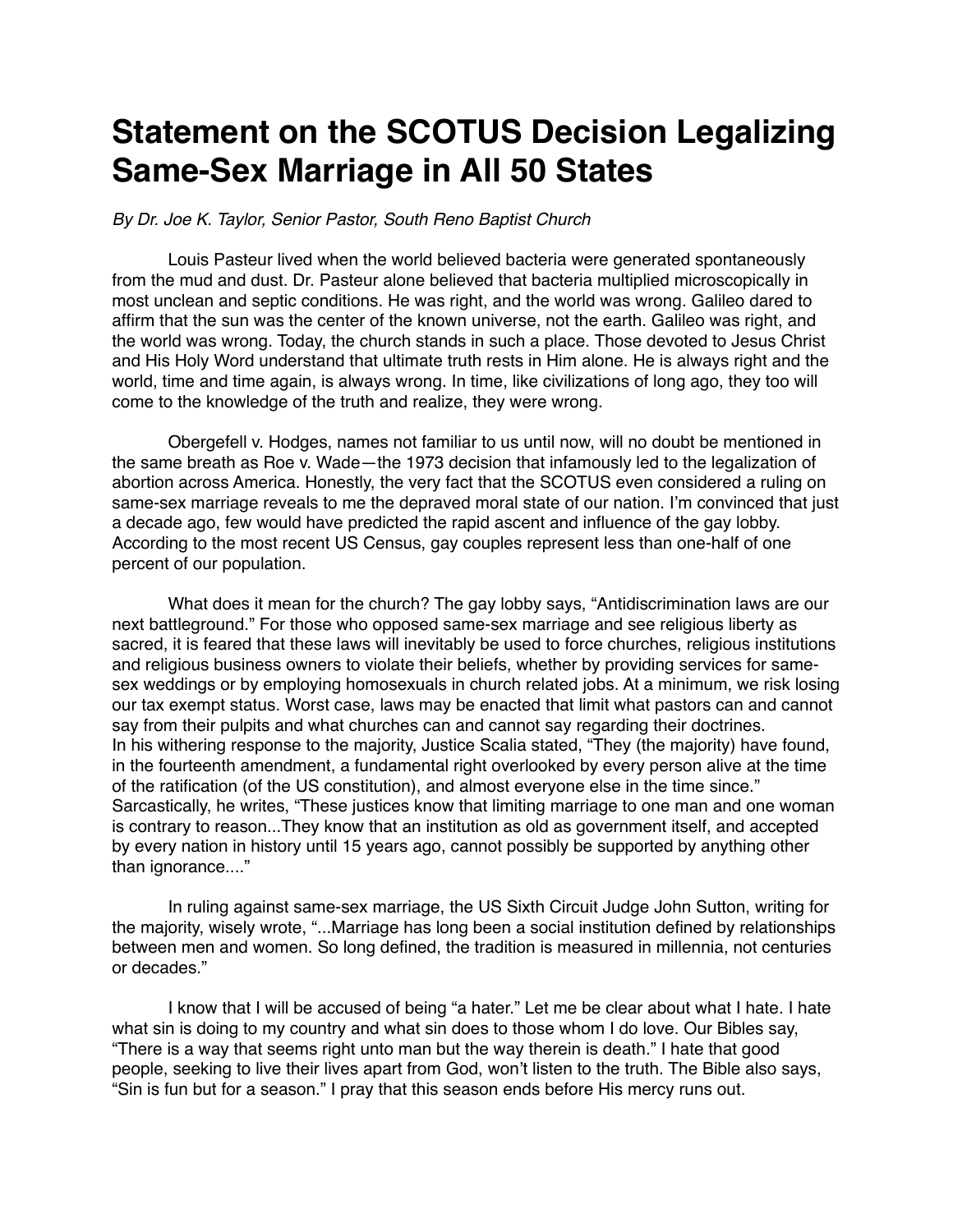# Statement on the SCOTUS Decision Legalizing Same-Sex Marriage in All 50 States

*By Dr. Joe K. Taylor, Senior Pastor, South Reno Baptist Church*

Louis Pasteur lived when the world believed bacteria were generated spontaneously from the mud and dust. Dr. Pasteur alone believed that bacteria multiplied microscopically in most unclean and septic conditions. He was right, and the world was wrong. Galileo dared to affirm that the sun was the center of the known universe, not the earth. Galileo was right, and the world was wrong. Today, the church stands in such a place. Those devoted to Jesus Christ and His Holy Word understand that ultimate truth rests in Him alone. He is always right and the world, time and time again, is always wrong. In time, like civilizations of long ago, they too will come to the knowledge of the truth and realize, they were wrong.

Obergefell v. Hodges, names not familiar to us until now, will no doubt be mentioned in the same breath as Roe v. Wade—the 1973 decision that infamously led to the legalization of abortion across America. Honestly, the very fact that the SCOTUS even considered a ruling on same-sex marriage reveals to me the depraved moral state of our nation. I'm convinced that just a decade ago, few would have predicted the rapid ascent and influence of the gay lobby. According to the most recent US Census, gay couples represent less than one-half of one percent of our population.

What does it mean for the church? The gay lobby says, "Antidiscrimination laws are our next battleground." For those who opposed same-sex marriage and see religious liberty as sacred, it is feared that these laws will inevitably be used to force churches, religious institutions and religious business owners to violate their beliefs, whether by providing services for same-sex weddings or by employing homosexuals in church related jobs. At a minimum, we risk losing our tax exempt status. Worst case, laws may be enacted that limit what pastors can and cannot say from their pulpits and what churches can and cannot say regarding their doctrines.
In his withering response to the majority, Justice Scalia stated, "They (the majority) have found, in the fourteenth amendment, a fundamental right overlooked by every person alive at the time of the ratification (of the US constitution), and almost everyone else in the time since." Sarcastically, he writes, "These justices know that limiting marriage to one man and one woman is contrary to reason...They know that an institution as old as government itself, and accepted by every nation in history until 15 years ago, cannot possibly be supported by anything other than ignorance...."

In ruling against same-sex marriage, the US Sixth Circuit Judge John Sutton, writing for the majority, wisely wrote, "...Marriage has long been a social institution defined by relationships between men and women. So long defined, the tradition is measured in millennia, not centuries or decades."

I know that I will be accused of being "a hater." Let me be clear about what I hate. I hate what sin is doing to my country and what sin does to those whom I do love. Our Bibles say, "There is a way that seems right unto man but the way therein is death." I hate that good people, seeking to live their lives apart from God, won't listen to the truth. The Bible also says, "Sin is fun but for a season." I pray that this season ends before His mercy runs out.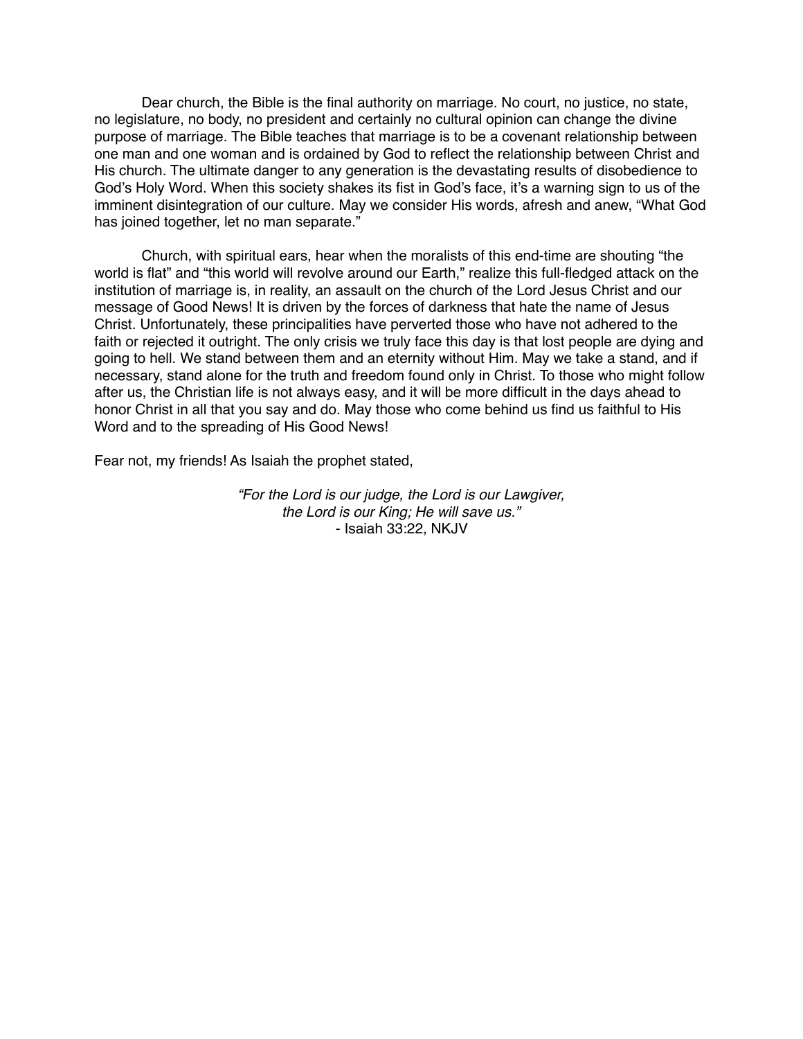Dear church, the Bible is the final authority on marriage. No court, no justice, no state, no legislature, no body, no president and certainly no cultural opinion can change the divine purpose of marriage. The Bible teaches that marriage is to be a covenant relationship between one man and one woman and is ordained by God to reflect the relationship between Christ and His church. The ultimate danger to any generation is the devastating results of disobedience to God's Holy Word. When this society shakes its fist in God's face, it's a warning sign to us of the imminent disintegration of our culture. May we consider His words, afresh and anew, "What God has joined together, let no man separate."

Church, with spiritual ears, hear when the moralists of this end-time are shouting "the world is flat" and "this world will revolve around our Earth," realize this full-fledged attack on the institution of marriage is, in reality, an assault on the church of the Lord Jesus Christ and our message of Good News! It is driven by the forces of darkness that hate the name of Jesus Christ. Unfortunately, these principalities have perverted those who have not adhered to the faith or rejected it outright. The only crisis we truly face this day is that lost people are dying and going to hell. We stand between them and an eternity without Him. May we take a stand, and if necessary, stand alone for the truth and freedom found only in Christ. To those who might follow after us, the Christian life is not always easy, and it will be more difficult in the days ahead to honor Christ in all that you say and do. May those who come behind us find us faithful to His Word and to the spreading of His Good News!

Fear not, my friends! As Isaiah the prophet stated,

*"For the Lord is our judge, the Lord is our Lawgiver,*
*the Lord is our King; He will save us."*
- Isaiah 33:22, NKJV